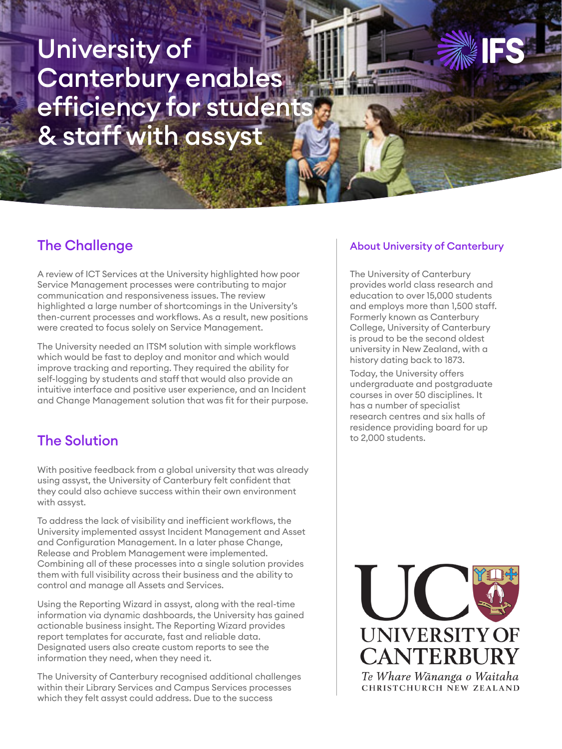# University of Canterbury enables efficiency for students & staff with assyst

## The Challenge

A review of ICT Services at the University highlighted how poor Service Management processes were contributing to major communication and responsiveness issues. The review highlighted a large number of shortcomings in the University's then-current processes and workflows. As a result, new positions were created to focus solely on Service Management.

The University needed an ITSM solution with simple workflows which would be fast to deploy and monitor and which would improve tracking and reporting. They required the ability for self-logging by students and staff that would also provide an intuitive interface and positive user experience, and an Incident and Change Management solution that was fit for their purpose.

## The Solution

With positive feedback from a global university that was already using assyst, the University of Canterbury felt confident that they could also achieve success within their own environment with assyst.

To address the lack of visibility and inefficient workflows, the University implemented assyst Incident Management and Asset and Configuration Management. In a later phase Change, Release and Problem Management were implemented. Combining all of these processes into a single solution provides them with full visibility across their business and the ability to control and manage all Assets and Services.

Using the Reporting Wizard in assyst, along with the real-time information via dynamic dashboards, the University has gained actionable business insight. The Reporting Wizard provides report templates for accurate, fast and reliable data. Designated users also create custom reports to see the information they need, when they need it.

The University of Canterbury recognised additional challenges within their Library Services and Campus Services processes which they felt assyst could address. Due to the success

### About University of Canterbury

The University of Canterbury provides world class research and education to over 15,000 students and employs more than 1,500 staff. Formerly known as Canterbury College, University of Canterbury is proud to be the second oldest university in New Zealand, with a history dating back to 1873.

Today, the University offers undergraduate and postgraduate courses in over 50 disciplines. It has a number of specialist research centres and six halls of residence providing board for up to 2,000 students.

UC
UNIVERSITY OF CANTERBURY
*Te Whare Wānanga o Waitaha*
CHRISTCHURCH NEW ZEALAND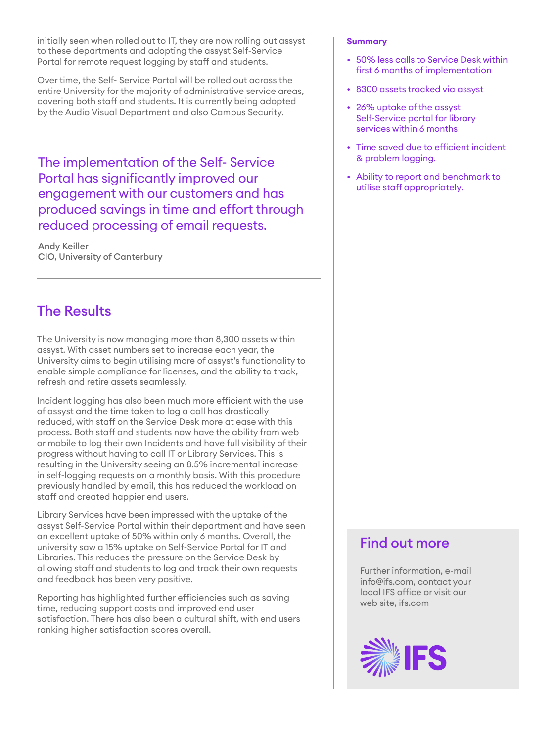initially seen when rolled out to IT, they are now rolling out assyst to these departments and adopting the assyst Self-Service Portal for remote request logging by staff and students.

Over time, the Self- Service Portal will be rolled out across the entire University for the majority of administrative service areas, covering both staff and students. It is currently being adopted by the Audio Visual Department and also Campus Security.

> The implementation of the Self- Service Portal has significantly improved our engagement with our customers and has produced savings in time and effort through reduced processing of email requests.

**Andy Keiller**
**CIO, University of Canterbury**

## The Results

The University is now managing more than 8,300 assets within assyst. With asset numbers set to increase each year, the University aims to begin utilising more of assyst's functionality to enable simple compliance for licenses, and the ability to track, refresh and retire assets seamlessly.

Incident logging has also been much more efficient with the use of assyst and the time taken to log a call has drastically reduced, with staff on the Service Desk more at ease with this process. Both staff and students now have the ability from web or mobile to log their own Incidents and have full visibility of their progress without having to call IT or Library Services. This is resulting in the University seeing an 8.5% incremental increase in self-logging requests on a monthly basis. With this procedure previously handled by email, this has reduced the workload on staff and created happier end users.

Library Services have been impressed with the uptake of the assyst Self-Service Portal within their department and have seen an excellent uptake of 50% within only 6 months. Overall, the university saw a 15% uptake on Self-Service Portal for IT and Libraries. This reduces the pressure on the Service Desk by allowing staff and students to log and track their own requests and feedback has been very positive.

Reporting has highlighted further efficiencies such as saving time, reducing support costs and improved end user satisfaction. There has also been a cultural shift, with end users ranking higher satisfaction scores overall.

### Summary

- 50% less calls to Service Desk within first 6 months of implementation
- 8300 assets tracked via assyst
- 26% uptake of the assyst Self-Service portal for library services within 6 months
- Time saved due to efficient incident & problem logging.
- Ability to report and benchmark to utilise staff appropriately.

## Find out more

Further information, e-mail info@ifs.com, contact your local IFS office or visit our web site, ifs.com

IFS